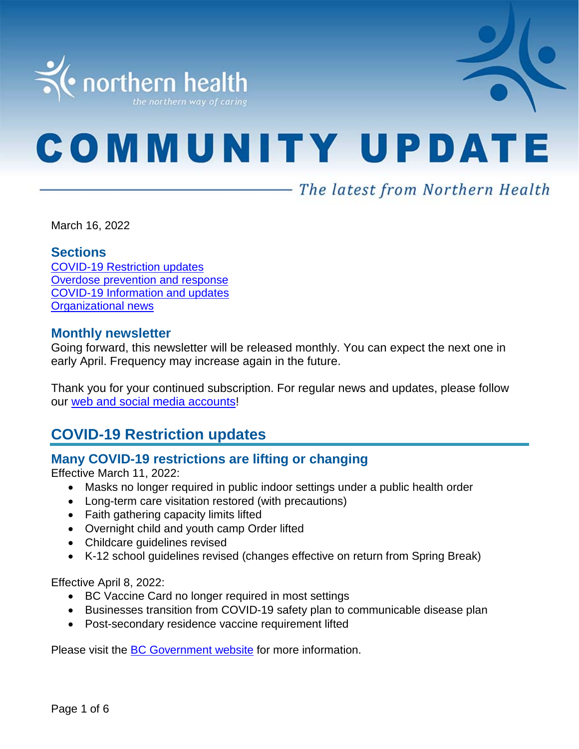northern health
*the northern way of caring*

# COMMUNITY UPDATE

*The latest from Northern Health*

March 16, 2022

### Sections

[COVID-19 Restriction updates](#)
[Overdose prevention and response](#)
[COVID-19 Information and updates](#)
[Organizational news](#)

### Monthly newsletter

Going forward, this newsletter will be released monthly. You can expect the next one in early April. Frequency may increase again in the future.

Thank you for your continued subscription. For regular news and updates, please follow our [web and social media accounts](#)!

## COVID-19 Restriction updates

### Many COVID-19 restrictions are lifting or changing

Effective March 11, 2022:

- Masks no longer required in public indoor settings under a public health order
- Long-term care visitation restored (with precautions)
- Faith gathering capacity limits lifted
- Overnight child and youth camp Order lifted
- Childcare guidelines revised
- K-12 school guidelines revised (changes effective on return from Spring Break)

Effective April 8, 2022:

- BC Vaccine Card no longer required in most settings
- Businesses transition from COVID-19 safety plan to communicable disease plan
- Post-secondary residence vaccine requirement lifted

Please visit the [BC Government website](#) for more information.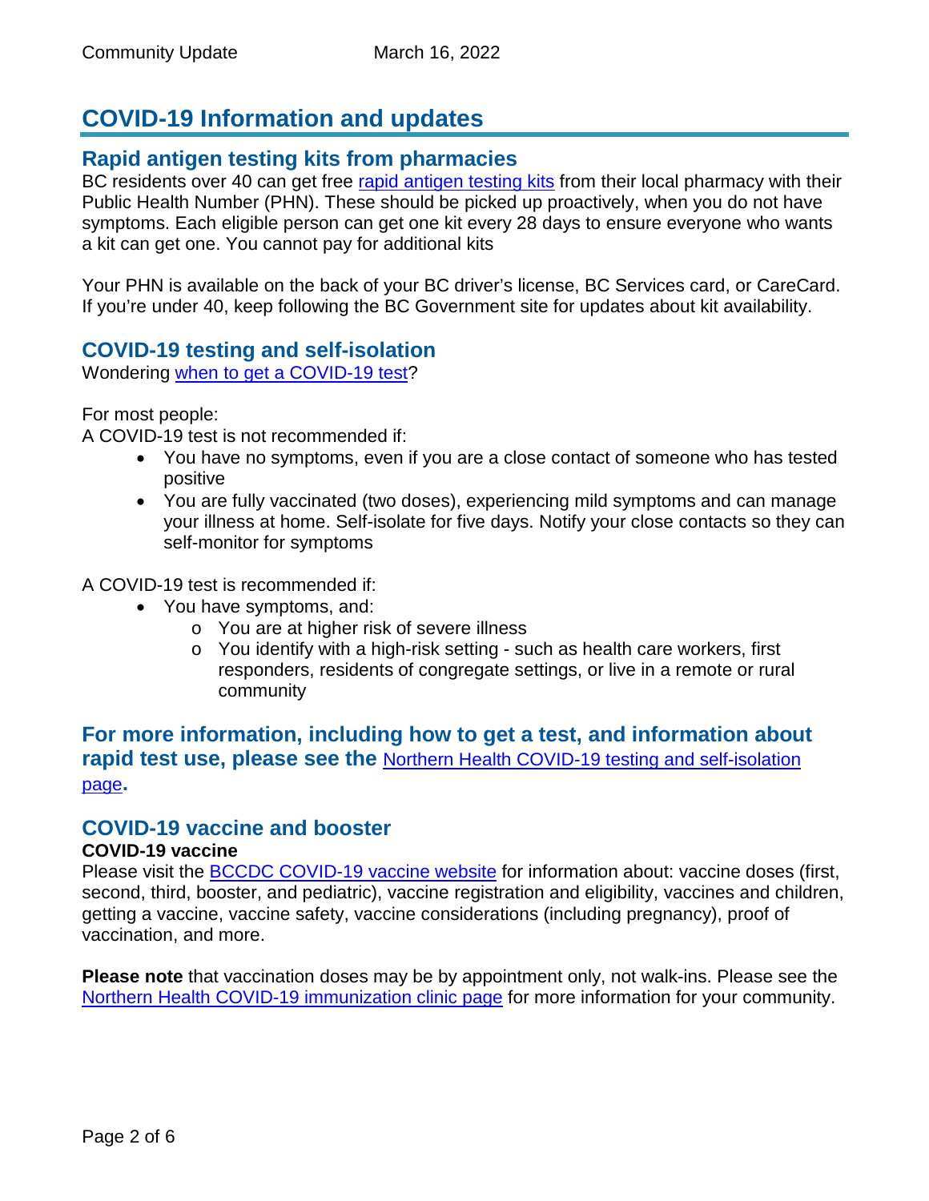# COVID-19 Information and updates

## Rapid antigen testing kits from pharmacies

BC residents over 40 can get free rapid antigen testing kits from their local pharmacy with their Public Health Number (PHN). These should be picked up proactively, when you do not have symptoms. Each eligible person can get one kit every 28 days to ensure everyone who wants a kit can get one. You cannot pay for additional kits

Your PHN is available on the back of your BC driver's license, BC Services card, or CareCard. If you're under 40, keep following the BC Government site for updates about kit availability.

## COVID-19 testing and self-isolation

Wondering when to get a COVID-19 test?

For most people:
A COVID-19 test is not recommended if:

- You have no symptoms, even if you are a close contact of someone who has tested positive
- You are fully vaccinated (two doses), experiencing mild symptoms and can manage your illness at home. Self-isolate for five days. Notify your close contacts so they can self-monitor for symptoms

A COVID-19 test is recommended if:

- You have symptoms, and:
  - You are at higher risk of severe illness
  - You identify with a high-risk setting - such as health care workers, first responders, residents of congregate settings, or live in a remote or rural community

**For more information, including how to get a test, and information about rapid test use, please see the** Northern Health COVID-19 testing and self-isolation page**.**

## COVID-19 vaccine and booster

**COVID-19 vaccine**

Please visit the BCCDC COVID-19 vaccine website for information about: vaccine doses (first, second, third, booster, and pediatric), vaccine registration and eligibility, vaccines and children, getting a vaccine, vaccine safety, vaccine considerations (including pregnancy), proof of vaccination, and more.

**Please note** that vaccination doses may be by appointment only, not walk-ins. Please see the Northern Health COVID-19 immunization clinic page for more information for your community.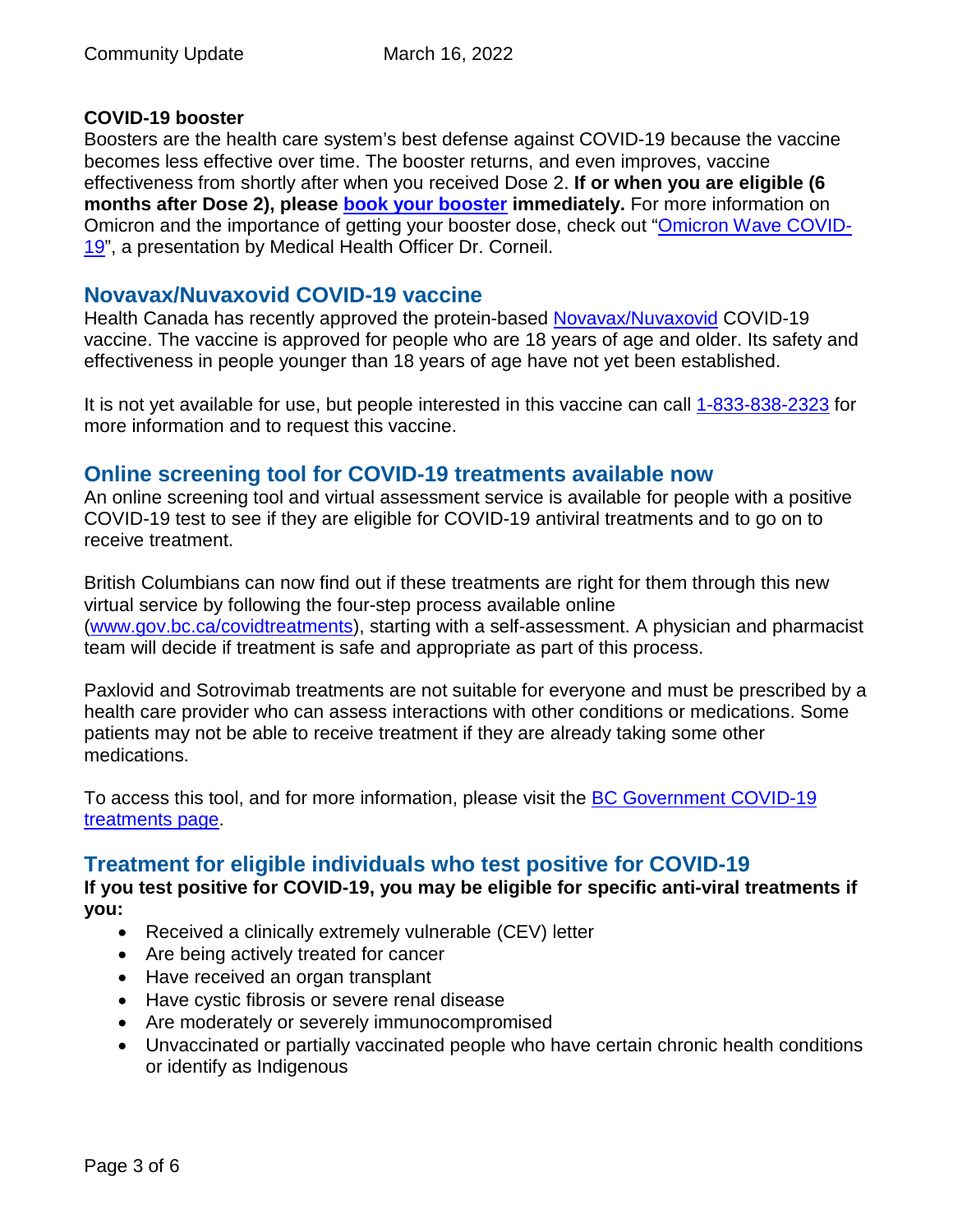**COVID-19 booster**

Boosters are the health care system's best defense against COVID-19 because the vaccine becomes less effective over time. The booster returns, and even improves, vaccine effectiveness from shortly after when you received Dose 2. **If or when you are eligible (6 months after Dose 2), please book your booster immediately.** For more information on Omicron and the importance of getting your booster dose, check out "Omicron Wave COVID-19", a presentation by Medical Health Officer Dr. Corneil.

## Novavax/Nuvaxovid COVID-19 vaccine

Health Canada has recently approved the protein-based Novavax/Nuvaxovid COVID-19 vaccine. The vaccine is approved for people who are 18 years of age and older. Its safety and effectiveness in people younger than 18 years of age have not yet been established.

It is not yet available for use, but people interested in this vaccine can call 1-833-838-2323 for more information and to request this vaccine.

## Online screening tool for COVID-19 treatments available now

An online screening tool and virtual assessment service is available for people with a positive COVID-19 test to see if they are eligible for COVID-19 antiviral treatments and to go on to receive treatment.

British Columbians can now find out if these treatments are right for them through this new virtual service by following the four-step process available online (www.gov.bc.ca/covidtreatments), starting with a self-assessment. A physician and pharmacist team will decide if treatment is safe and appropriate as part of this process.

Paxlovid and Sotrovimab treatments are not suitable for everyone and must be prescribed by a health care provider who can assess interactions with other conditions or medications. Some patients may not be able to receive treatment if they are already taking some other medications.

To access this tool, and for more information, please visit the BC Government COVID-19 treatments page.

## Treatment for eligible individuals who test positive for COVID-19

**If you test positive for COVID-19, you may be eligible for specific anti-viral treatments if you:**

- Received a clinically extremely vulnerable (CEV) letter
- Are being actively treated for cancer
- Have received an organ transplant
- Have cystic fibrosis or severe renal disease
- Are moderately or severely immunocompromised
- Unvaccinated or partially vaccinated people who have certain chronic health conditions or identify as Indigenous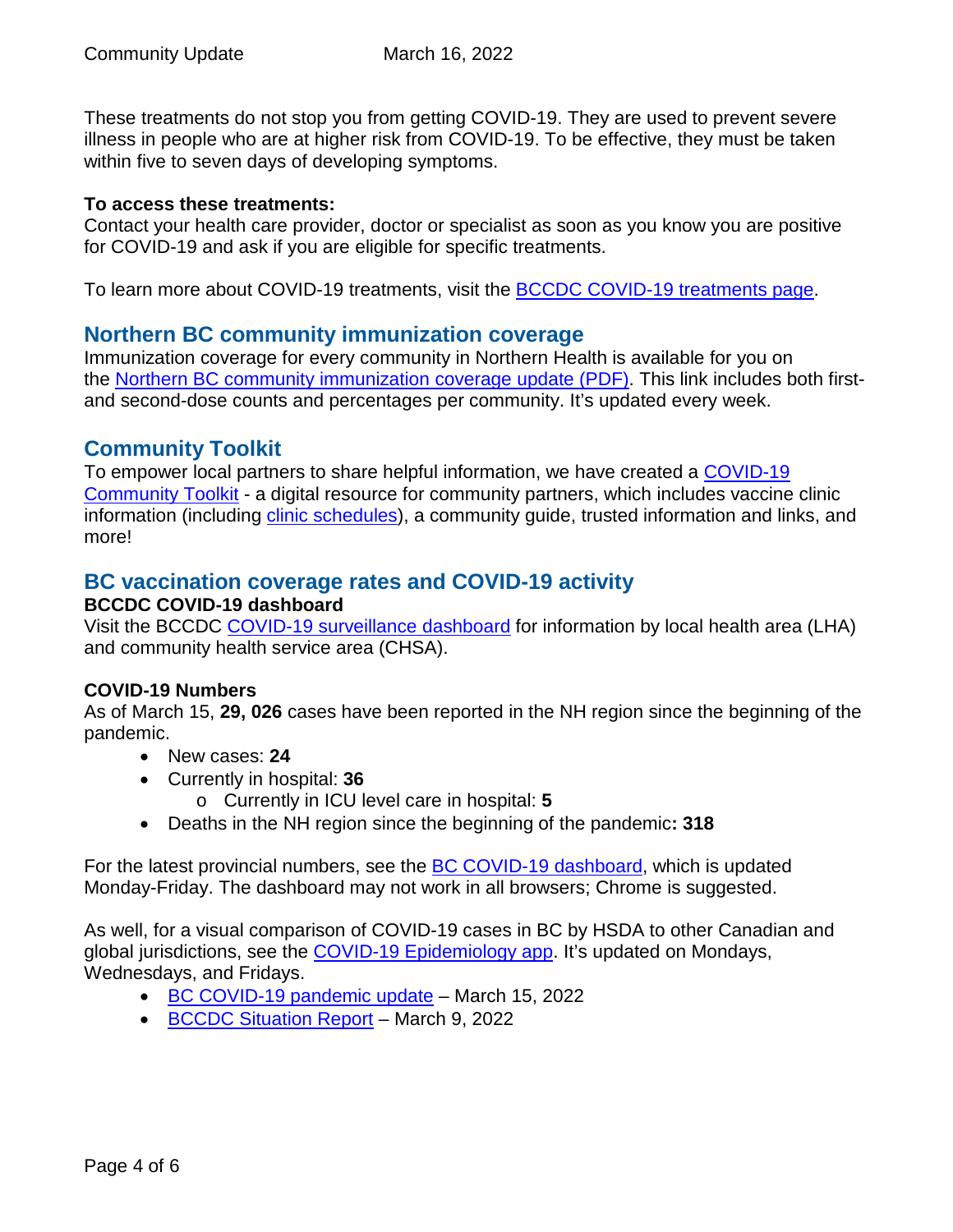These treatments do not stop you from getting COVID-19. They are used to prevent severe illness in people who are at higher risk from COVID-19. To be effective, they must be taken within five to seven days of developing symptoms.

**To access these treatments:**
Contact your health care provider, doctor or specialist as soon as you know you are positive for COVID-19 and ask if you are eligible for specific treatments.

To learn more about COVID-19 treatments, visit the BCCDC COVID-19 treatments page.

## Northern BC community immunization coverage

Immunization coverage for every community in Northern Health is available for you on the Northern BC community immunization coverage update (PDF). This link includes both first- and second-dose counts and percentages per community. It's updated every week.

## Community Toolkit

To empower local partners to share helpful information, we have created a COVID-19 Community Toolkit - a digital resource for community partners, which includes vaccine clinic information (including clinic schedules), a community guide, trusted information and links, and more!

## BC vaccination coverage rates and COVID-19 activity

**BCCDC COVID-19 dashboard**
Visit the BCCDC COVID-19 surveillance dashboard for information by local health area (LHA) and community health service area (CHSA).

**COVID-19 Numbers**
As of March 15, **29, 026** cases have been reported in the NH region since the beginning of the pandemic.

- New cases: **24**
- Currently in hospital: **36**
  - Currently in ICU level care in hospital: **5**
- Deaths in the NH region since the beginning of the pandemic**: 318**

For the latest provincial numbers, see the BC COVID-19 dashboard, which is updated Monday-Friday. The dashboard may not work in all browsers; Chrome is suggested.

As well, for a visual comparison of COVID-19 cases in BC by HSDA to other Canadian and global jurisdictions, see the COVID-19 Epidemiology app. It's updated on Mondays, Wednesdays, and Fridays.

- BC COVID-19 pandemic update – March 15, 2022
- BCCDC Situation Report – March 9, 2022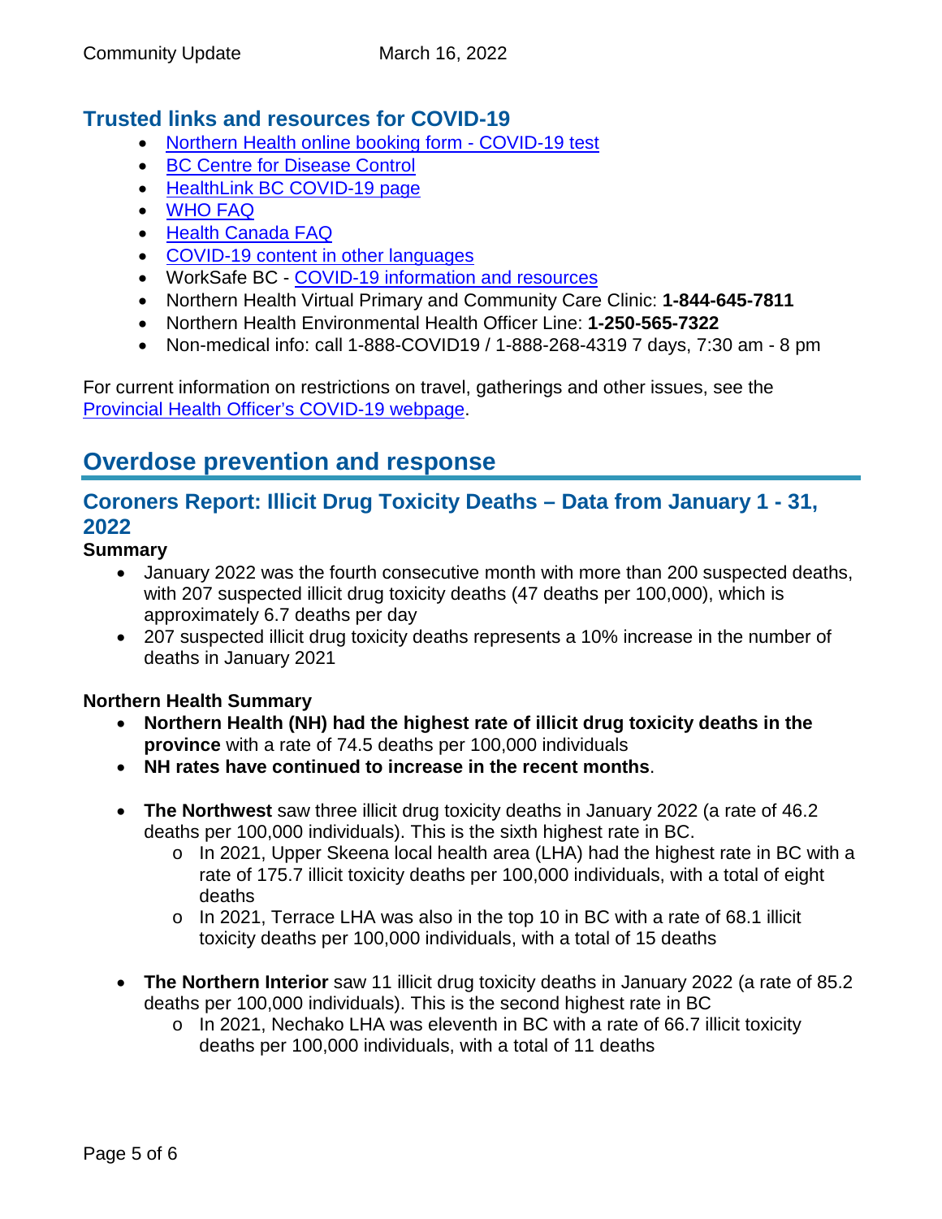## Trusted links and resources for COVID-19

- Northern Health online booking form - COVID-19 test
- BC Centre for Disease Control
- HealthLink BC COVID-19 page
- WHO FAQ
- Health Canada FAQ
- COVID-19 content in other languages
- WorkSafe BC - COVID-19 information and resources
- Northern Health Virtual Primary and Community Care Clinic: **1-844-645-7811**
- Northern Health Environmental Health Officer Line: **1-250-565-7322**
- Non-medical info: call 1-888-COVID19 / 1-888-268-4319 7 days, 7:30 am - 8 pm

For current information on restrictions on travel, gatherings and other issues, see the Provincial Health Officer's COVID-19 webpage.

# Overdose prevention and response

## Coroners Report: Illicit Drug Toxicity Deaths – Data from January 1 - 31, 2022

**Summary**

- January 2022 was the fourth consecutive month with more than 200 suspected deaths, with 207 suspected illicit drug toxicity deaths (47 deaths per 100,000), which is approximately 6.7 deaths per day
- 207 suspected illicit drug toxicity deaths represents a 10% increase in the number of deaths in January 2021

**Northern Health Summary**

- **Northern Health (NH) had the highest rate of illicit drug toxicity deaths in the province** with a rate of 74.5 deaths per 100,000 individuals
- **NH rates have continued to increase in the recent months**.
- **The Northwest** saw three illicit drug toxicity deaths in January 2022 (a rate of 46.2 deaths per 100,000 individuals). This is the sixth highest rate in BC.
  - In 2021, Upper Skeena local health area (LHA) had the highest rate in BC with a rate of 175.7 illicit toxicity deaths per 100,000 individuals, with a total of eight deaths
  - In 2021, Terrace LHA was also in the top 10 in BC with a rate of 68.1 illicit toxicity deaths per 100,000 individuals, with a total of 15 deaths
- **The Northern Interior** saw 11 illicit drug toxicity deaths in January 2022 (a rate of 85.2 deaths per 100,000 individuals). This is the second highest rate in BC
  - In 2021, Nechako LHA was eleventh in BC with a rate of 66.7 illicit toxicity deaths per 100,000 individuals, with a total of 11 deaths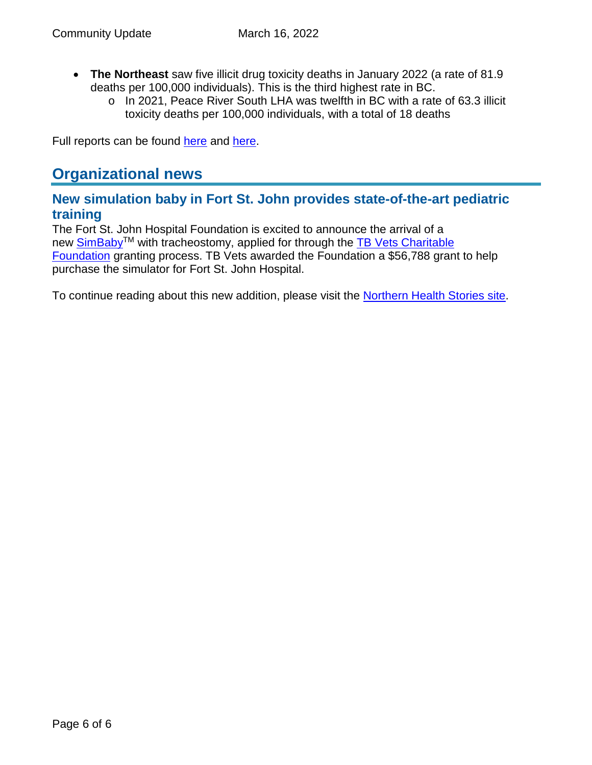- **The Northeast** saw five illicit drug toxicity deaths in January 2022 (a rate of 81.9 deaths per 100,000 individuals). This is the third highest rate in BC.
  - In 2021, Peace River South LHA was twelfth in BC with a rate of 63.3 illicit toxicity deaths per 100,000 individuals, with a total of 18 deaths

Full reports can be found here and here.

## Organizational news

### New simulation baby in Fort St. John provides state-of-the-art pediatric training

The Fort St. John Hospital Foundation is excited to announce the arrival of a new SimBaby™ with tracheostomy, applied for through the TB Vets Charitable Foundation granting process. TB Vets awarded the Foundation a $56,788 grant to help purchase the simulator for Fort St. John Hospital.

To continue reading about this new addition, please visit the Northern Health Stories site.